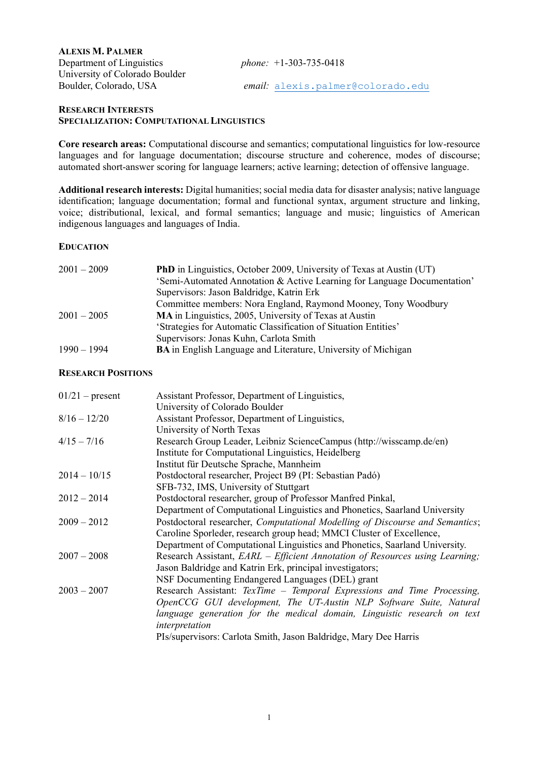**ALEXIS M. PALMER**

Department of Linguistics
University of Colorado Boulder
Boulder, Colorado, USA

*phone:* +1-303-735-0418

*email:* alexis.palmer@colorado.edu

## RESEARCH INTERESTS

### SPECIALIZATION: COMPUTATIONAL LINGUISTICS

**Core research areas:** Computational discourse and semantics; computational linguistics for low-resource languages and for language documentation; discourse structure and coherence, modes of discourse; automated short-answer scoring for language learners; active learning; detection of offensive language.

**Additional research interests:** Digital humanities; social media data for disaster analysis; native language identification; language documentation; formal and functional syntax, argument structure and linking, voice; distributional, lexical, and formal semantics; language and music; linguistics of American indigenous languages and languages of India.

## EDUCATION

| | |
|---|---|
| 2001 – 2009 | **PhD** in Linguistics, October 2009, University of Texas at Austin (UT)<br>'Semi-Automated Annotation & Active Learning for Language Documentation'<br>Supervisors: Jason Baldridge, Katrin Erk<br>Committee members: Nora England, Raymond Mooney, Tony Woodbury |
| 2001 – 2005 | **MA** in Linguistics, 2005, University of Texas at Austin<br>'Strategies for Automatic Classification of Situation Entities'<br>Supervisors: Jonas Kuhn, Carlota Smith |
| 1990 – 1994 | **BA** in English Language and Literature, University of Michigan |

## RESEARCH POSITIONS

| | |
|---|---|
| 01/21 – present | Assistant Professor, Department of Linguistics,<br>University of Colorado Boulder |
| 8/16 – 12/20 | Assistant Professor, Department of Linguistics,<br>University of North Texas |
| 4/15 – 7/16 | Research Group Leader, Leibniz ScienceCampus (http://wisscamp.de/en)<br>Institute for Computational Linguistics, Heidelberg<br>Institut für Deutsche Sprache, Mannheim |
| 2014 – 10/15 | Postdoctoral researcher, Project B9 (PI: Sebastian Padó)<br>SFB-732, IMS, University of Stuttgart |
| 2012 – 2014 | Postdoctoral researcher, group of Professor Manfred Pinkal,<br>Department of Computational Linguistics and Phonetics, Saarland University |
| 2009 – 2012 | Postdoctoral researcher, *Computational Modelling of Discourse and Semantics*;<br>Caroline Sporleder, research group head; MMCI Cluster of Excellence,<br>Department of Computational Linguistics and Phonetics, Saarland University. |
| 2007 – 2008 | Research Assistant, *EARL – Efficient Annotation of Resources using Learning;*<br>Jason Baldridge and Katrin Erk, principal investigators;<br>NSF Documenting Endangered Languages (DEL) grant |
| 2003 – 2007 | Research Assistant: *TexTime – Temporal Expressions and Time Processing, OpenCCG GUI development, The UT-Austin NLP Software Suite, Natural language generation for the medical domain, Linguistic research on text interpretation*<br>PIs/supervisors: Carlota Smith, Jason Baldridge, Mary Dee Harris |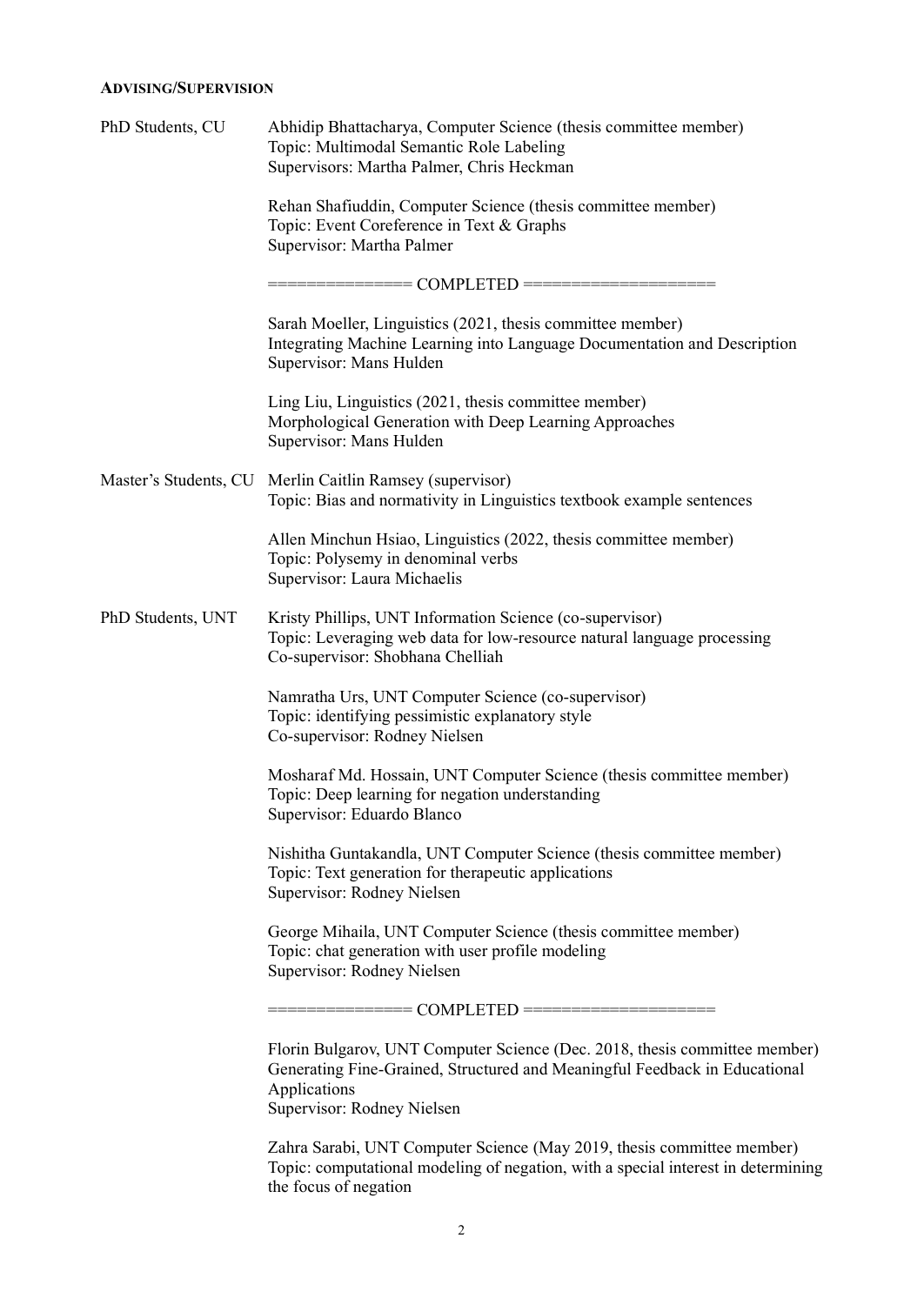### ADVISING/SUPERVISION

**PhD Students, CU**

Abhidip Bhattacharya, Computer Science (thesis committee member)
Topic: Multimodal Semantic Role Labeling
Supervisors: Martha Palmer, Chris Heckman

Rehan Shafiuddin, Computer Science (thesis committee member)
Topic: Event Coreference in Text & Graphs
Supervisor: Martha Palmer

=============== COMPLETED ====================

Sarah Moeller, Linguistics (2021, thesis committee member)
Integrating Machine Learning into Language Documentation and Description
Supervisor: Mans Hulden

Ling Liu, Linguistics (2021, thesis committee member)
Morphological Generation with Deep Learning Approaches
Supervisor: Mans Hulden

**Master's Students, CU**

Merlin Caitlin Ramsey (supervisor)
Topic: Bias and normativity in Linguistics textbook example sentences

Allen Minchun Hsiao, Linguistics (2022, thesis committee member)
Topic: Polysemy in denominal verbs
Supervisor: Laura Michaelis

**PhD Students, UNT**

Kristy Phillips, UNT Information Science (co-supervisor)
Topic: Leveraging web data for low-resource natural language processing
Co-supervisor: Shobhana Chelliah

Namratha Urs, UNT Computer Science (co-supervisor)
Topic: identifying pessimistic explanatory style
Co-supervisor: Rodney Nielsen

Mosharaf Md. Hossain, UNT Computer Science (thesis committee member)
Topic: Deep learning for negation understanding
Supervisor: Eduardo Blanco

Nishitha Guntakandla, UNT Computer Science (thesis committee member)
Topic: Text generation for therapeutic applications
Supervisor: Rodney Nielsen

George Mihaila, UNT Computer Science (thesis committee member)
Topic: chat generation with user profile modeling
Supervisor: Rodney Nielsen

=============== COMPLETED ====================

Florin Bulgarov, UNT Computer Science (Dec. 2018, thesis committee member)
Generating Fine-Grained, Structured and Meaningful Feedback in Educational Applications
Supervisor: Rodney Nielsen

Zahra Sarabi, UNT Computer Science (May 2019, thesis committee member)
Topic: computational modeling of negation, with a special interest in determining the focus of negation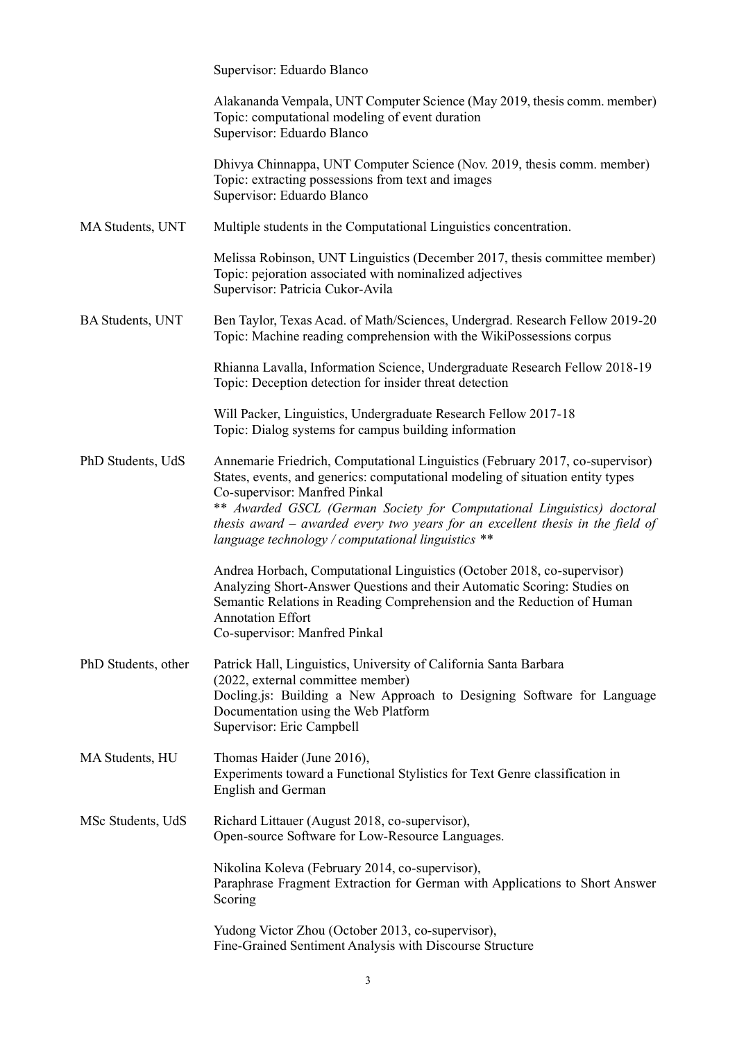Supervisor: Eduardo Blanco

Alakananda Vempala, UNT Computer Science (May 2019, thesis comm. member)
Topic: computational modeling of event duration
Supervisor: Eduardo Blanco

Dhivya Chinnappa, UNT Computer Science (Nov. 2019, thesis comm. member)
Topic: extracting possessions from text and images
Supervisor: Eduardo Blanco

**MA Students, UNT**

Multiple students in the Computational Linguistics concentration.

Melissa Robinson, UNT Linguistics (December 2017, thesis committee member)
Topic: pejoration associated with nominalized adjectives
Supervisor: Patricia Cukor-Avila

**BA Students, UNT**

Ben Taylor, Texas Acad. of Math/Sciences, Undergrad. Research Fellow 2019-20
Topic: Machine reading comprehension with the WikiPossessions corpus

Rhianna Lavalla, Information Science, Undergraduate Research Fellow 2018-19
Topic: Deception detection for insider threat detection

Will Packer, Linguistics, Undergraduate Research Fellow 2017-18
Topic: Dialog systems for campus building information

**PhD Students, UdS**

Annemarie Friedrich, Computational Linguistics (February 2017, co-supervisor)
States, events, and generics: computational modeling of situation entity types
Co-supervisor: Manfred Pinkal
*\*\* Awarded GSCL (German Society for Computational Linguistics) doctoral thesis award – awarded every two years for an excellent thesis in the field of language technology / computational linguistics \*\**

Andrea Horbach, Computational Linguistics (October 2018, co-supervisor)
Analyzing Short-Answer Questions and their Automatic Scoring: Studies on Semantic Relations in Reading Comprehension and the Reduction of Human Annotation Effort
Co-supervisor: Manfred Pinkal

**PhD Students, other**

Patrick Hall, Linguistics, University of California Santa Barbara
(2022, external committee member)
Docling.js: Building a New Approach to Designing Software for Language Documentation using the Web Platform
Supervisor: Eric Campbell

**MA Students, HU**

Thomas Haider (June 2016),
Experiments toward a Functional Stylistics for Text Genre classification in English and German

**MSc Students, UdS**

Richard Littauer (August 2018, co-supervisor),
Open-source Software for Low-Resource Languages.

Nikolina Koleva (February 2014, co-supervisor),
Paraphrase Fragment Extraction for German with Applications to Short Answer Scoring

Yudong Victor Zhou (October 2013, co-supervisor),
Fine-Grained Sentiment Analysis with Discourse Structure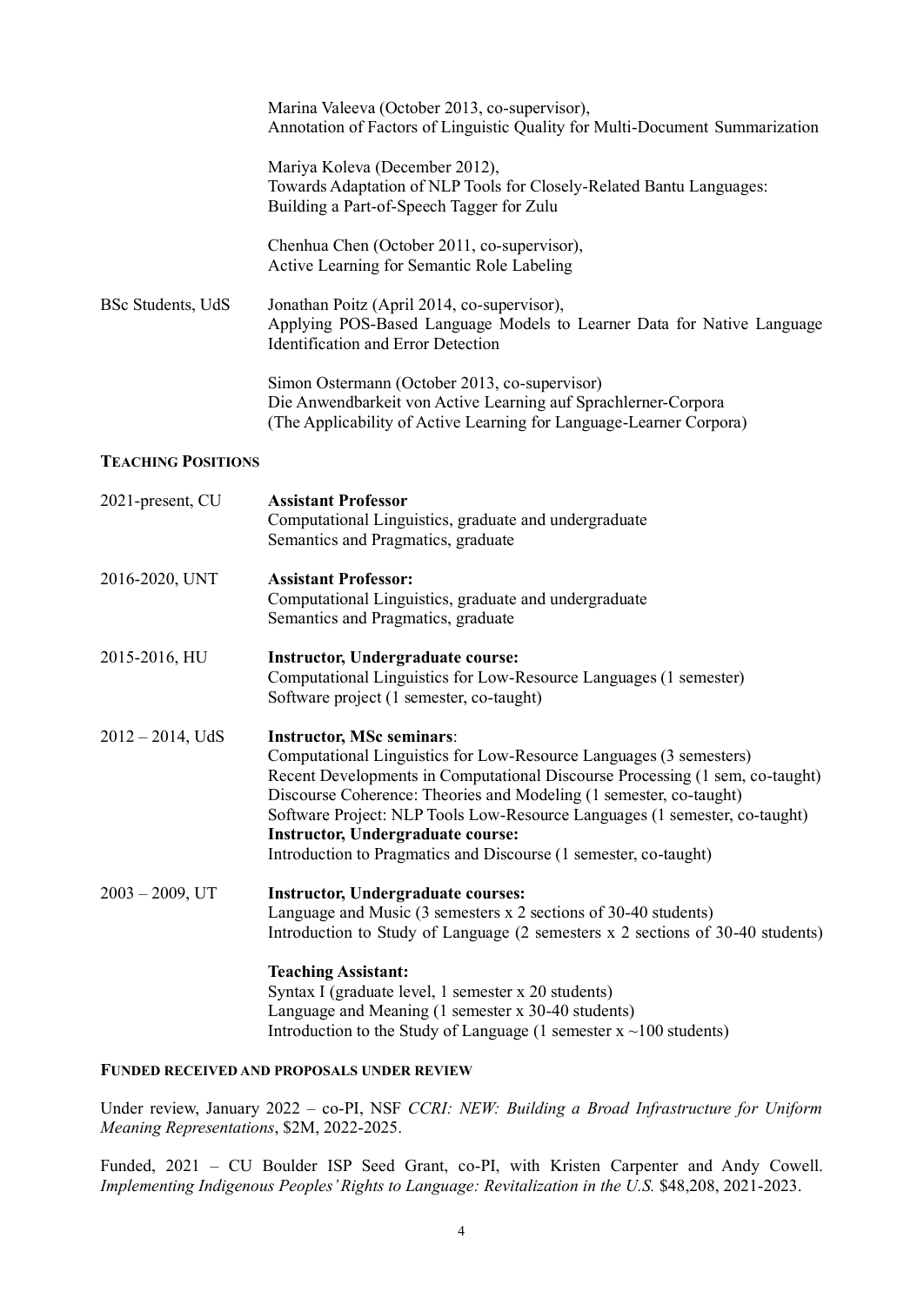Marina Valeeva (October 2013, co-supervisor),
Annotation of Factors of Linguistic Quality for Multi-Document Summarization

Mariya Koleva (December 2012),
Towards Adaptation of NLP Tools for Closely-Related Bantu Languages: Building a Part-of-Speech Tagger for Zulu

Chenhua Chen (October 2011, co-supervisor),
Active Learning for Semantic Role Labeling

BSc Students, UdS

Jonathan Poitz (April 2014, co-supervisor),
Applying POS-Based Language Models to Learner Data for Native Language Identification and Error Detection

Simon Ostermann (October 2013, co-supervisor)
Die Anwendbarkeit von Active Learning auf Sprachlerner-Corpora
(The Applicability of Active Learning for Language-Learner Corpora)

## TEACHING POSITIONS

2021-present, CU

**Assistant Professor**
Computational Linguistics, graduate and undergraduate
Semantics and Pragmatics, graduate

2016-2020, UNT

**Assistant Professor:**
Computational Linguistics, graduate and undergraduate
Semantics and Pragmatics, graduate

2015-2016, HU

**Instructor, Undergraduate course:**
Computational Linguistics for Low-Resource Languages (1 semester)
Software project (1 semester, co-taught)

2012 – 2014, UdS

**Instructor, MSc seminars**:
Computational Linguistics for Low-Resource Languages (3 semesters)
Recent Developments in Computational Discourse Processing (1 sem, co-taught)
Discourse Coherence: Theories and Modeling (1 semester, co-taught)
Software Project: NLP Tools Low-Resource Languages (1 semester, co-taught)
**Instructor, Undergraduate course:**
Introduction to Pragmatics and Discourse (1 semester, co-taught)

2003 – 2009, UT

**Instructor, Undergraduate courses:**
Language and Music (3 semesters x 2 sections of 30-40 students)
Introduction to Study of Language (2 semesters x 2 sections of 30-40 students)

**Teaching Assistant:**
Syntax I (graduate level, 1 semester x 20 students)
Language and Meaning (1 semester x 30-40 students)
Introduction to the Study of Language (1 semester x ~100 students)

## FUNDED RECEIVED AND PROPOSALS UNDER REVIEW

Under review, January 2022 – co-PI, NSF *CCRI: NEW: Building a Broad Infrastructure for Uniform Meaning Representations*, $2M, 2022-2025.

Funded, 2021 – CU Boulder ISP Seed Grant, co-PI, with Kristen Carpenter and Andy Cowell. *Implementing Indigenous Peoples' Rights to Language: Revitalization in the U.S.* $48,208, 2021-2023.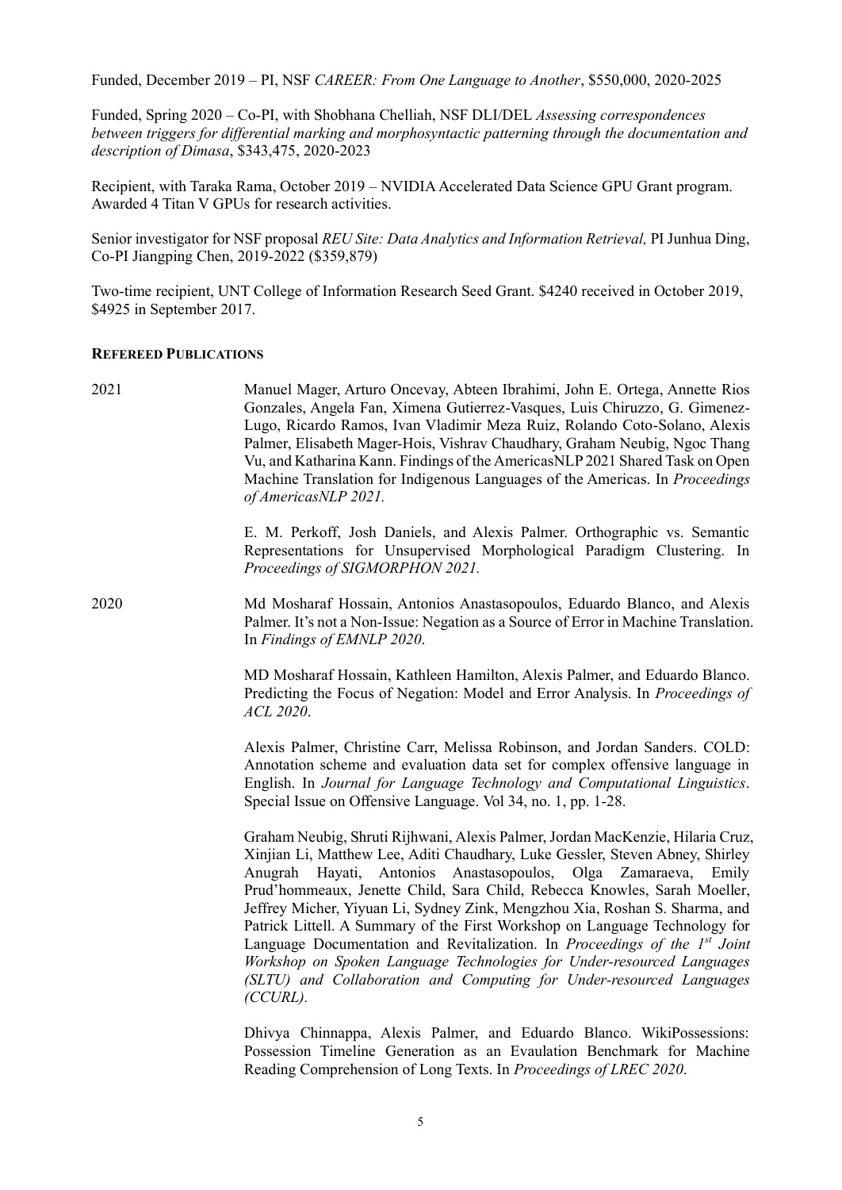Funded, December 2019 – PI, NSF *CAREER: From One Language to Another*, $550,000, 2020-2025

Funded, Spring 2020 – Co-PI, with Shobhana Chelliah, NSF DLI/DEL *Assessing correspondences between triggers for differential marking and morphosyntactic patterning through the documentation and description of Dimasa*, $343,475, 2020-2023

Recipient, with Taraka Rama, October 2019 – NVIDIA Accelerated Data Science GPU Grant program. Awarded 4 Titan V GPUs for research activities.

Senior investigator for NSF proposal *REU Site: Data Analytics and Information Retrieval,* PI Junhua Ding, Co-PI Jiangping Chen, 2019-2022 ($359,879)

Two-time recipient, UNT College of Information Research Seed Grant. $4240 received in October 2019, $4925 in September 2017.

## REFEREED PUBLICATIONS

**2021**

Manuel Mager, Arturo Oncevay, Abteen Ibrahimi, John E. Ortega, Annette Rios Gonzales, Angela Fan, Ximena Gutierrez-Vasques, Luis Chiruzzo, G. Gimenez-Lugo, Ricardo Ramos, Ivan Vladimir Meza Ruiz, Rolando Coto-Solano, Alexis Palmer, Elisabeth Mager-Hois, Vishrav Chaudhary, Graham Neubig, Ngoc Thang Vu, and Katharina Kann. Findings of the AmericasNLP 2021 Shared Task on Open Machine Translation for Indigenous Languages of the Americas. In *Proceedings of AmericasNLP 2021.*

E. M. Perkoff, Josh Daniels, and Alexis Palmer. Orthographic vs. Semantic Representations for Unsupervised Morphological Paradigm Clustering. In *Proceedings of SIGMORPHON 2021.*

**2020**

Md Mosharaf Hossain, Antonios Anastasopoulos, Eduardo Blanco, and Alexis Palmer. It's not a Non-Issue: Negation as a Source of Error in Machine Translation. In *Findings of EMNLP 2020*.

MD Mosharaf Hossain, Kathleen Hamilton, Alexis Palmer, and Eduardo Blanco. Predicting the Focus of Negation: Model and Error Analysis. In *Proceedings of ACL 2020*.

Alexis Palmer, Christine Carr, Melissa Robinson, and Jordan Sanders. COLD: Annotation scheme and evaluation data set for complex offensive language in English. In *Journal for Language Technology and Computational Linguistics*. Special Issue on Offensive Language. Vol 34, no. 1, pp. 1-28.

Graham Neubig, Shruti Rijhwani, Alexis Palmer, Jordan MacKenzie, Hilaria Cruz, Xinjian Li, Matthew Lee, Aditi Chaudhary, Luke Gessler, Steven Abney, Shirley Anugrah Hayati, Antonios Anastasopoulos, Olga Zamaraeva, Emily Prud'hommeaux, Jenette Child, Sara Child, Rebecca Knowles, Sarah Moeller, Jeffrey Micher, Yiyuan Li, Sydney Zink, Mengzhou Xia, Roshan S. Sharma, and Patrick Littell. A Summary of the First Workshop on Language Technology for Language Documentation and Revitalization. In *Proceedings of the 1st Joint Workshop on Spoken Language Technologies for Under-resourced Languages (SLTU) and Collaboration and Computing for Under-resourced Languages (CCURL).*

Dhivya Chinnappa, Alexis Palmer, and Eduardo Blanco. WikiPossessions: Possession Timeline Generation as an Evaulation Benchmark for Machine Reading Comprehension of Long Texts. In *Proceedings of LREC 2020*.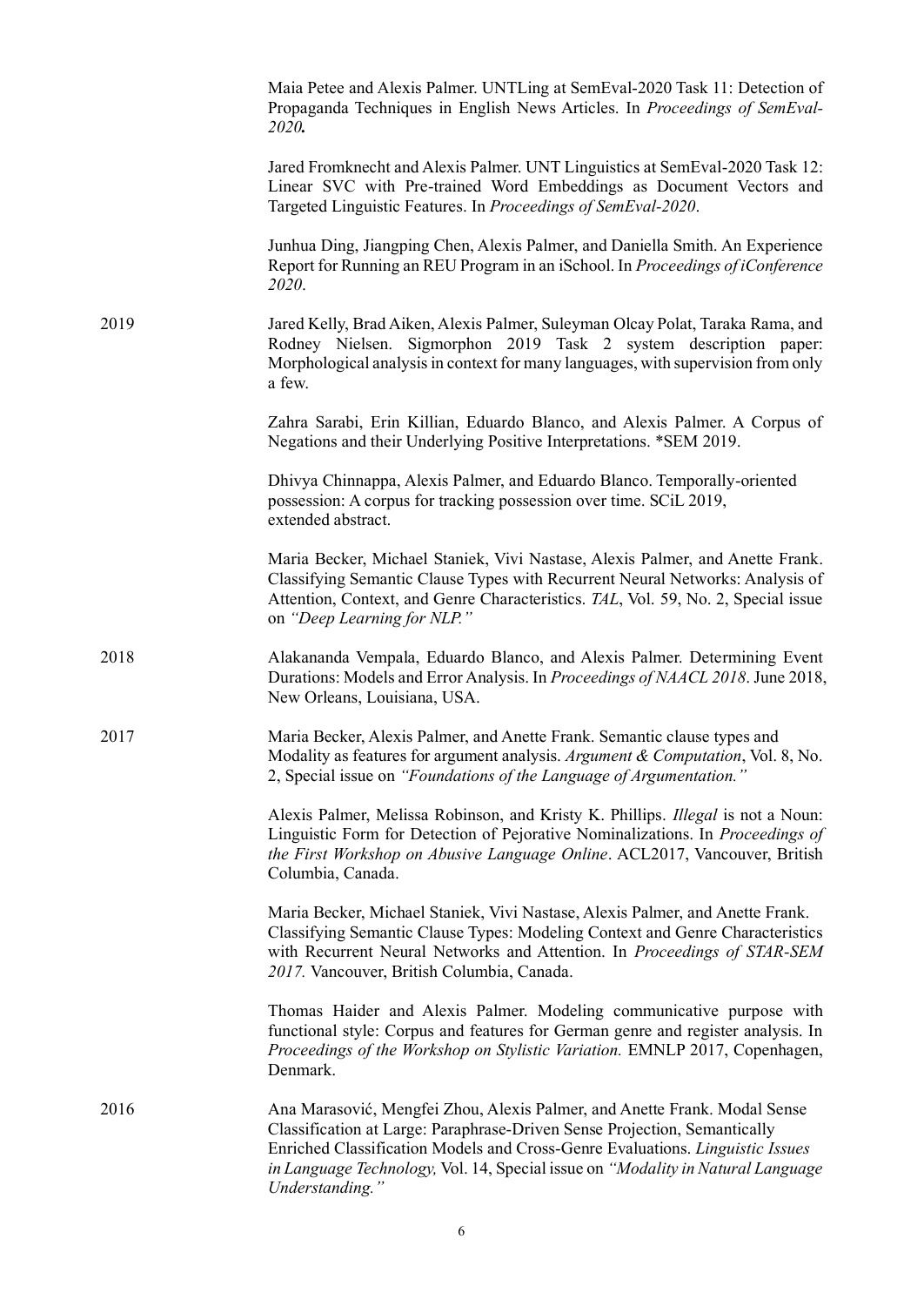Maia Petee and Alexis Palmer. UNTLing at SemEval-2020 Task 11: Detection of Propaganda Techniques in English News Articles. In *Proceedings of SemEval-2020.*

Jared Fromknecht and Alexis Palmer. UNT Linguistics at SemEval-2020 Task 12: Linear SVC with Pre-trained Word Embeddings as Document Vectors and Targeted Linguistic Features. In *Proceedings of SemEval-2020*.

Junhua Ding, Jiangping Chen, Alexis Palmer, and Daniella Smith. An Experience Report for Running an REU Program in an iSchool. In *Proceedings of iConference 2020*.

**2019**

Jared Kelly, Brad Aiken, Alexis Palmer, Suleyman Olcay Polat, Taraka Rama, and Rodney Nielsen. Sigmorphon 2019 Task 2 system description paper: Morphological analysis in context for many languages, with supervision from only a few.

Zahra Sarabi, Erin Killian, Eduardo Blanco, and Alexis Palmer. A Corpus of Negations and their Underlying Positive Interpretations. *SEM 2019.

Dhivya Chinnappa, Alexis Palmer, and Eduardo Blanco. Temporally-oriented possession: A corpus for tracking possession over time. SCiL 2019, extended abstract.

Maria Becker, Michael Staniek, Vivi Nastase, Alexis Palmer, and Anette Frank. Classifying Semantic Clause Types with Recurrent Neural Networks: Analysis of Attention, Context, and Genre Characteristics. *TAL*, Vol. 59, No. 2, Special issue on *"Deep Learning for NLP."*

**2018**

Alakananda Vempala, Eduardo Blanco, and Alexis Palmer. Determining Event Durations: Models and Error Analysis. In *Proceedings of NAACL 2018*. June 2018, New Orleans, Louisiana, USA.

**2017**

Maria Becker, Alexis Palmer, and Anette Frank. Semantic clause types and Modality as features for argument analysis. *Argument & Computation*, Vol. 8, No. 2, Special issue on *"Foundations of the Language of Argumentation."*

Alexis Palmer, Melissa Robinson, and Kristy K. Phillips. *Illegal* is not a Noun: Linguistic Form for Detection of Pejorative Nominalizations. In *Proceedings of the First Workshop on Abusive Language Online*. ACL2017, Vancouver, British Columbia, Canada.

Maria Becker, Michael Staniek, Vivi Nastase, Alexis Palmer, and Anette Frank. Classifying Semantic Clause Types: Modeling Context and Genre Characteristics with Recurrent Neural Networks and Attention. In *Proceedings of STAR-SEM 2017.* Vancouver, British Columbia, Canada.

Thomas Haider and Alexis Palmer. Modeling communicative purpose with functional style: Corpus and features for German genre and register analysis. In *Proceedings of the Workshop on Stylistic Variation.* EMNLP 2017, Copenhagen, Denmark.

**2016**

Ana Marasović, Mengfei Zhou, Alexis Palmer, and Anette Frank. Modal Sense Classification at Large: Paraphrase-Driven Sense Projection, Semantically Enriched Classification Models and Cross-Genre Evaluations. *Linguistic Issues in Language Technology,* Vol. 14, Special issue on *"Modality in Natural Language Understanding."*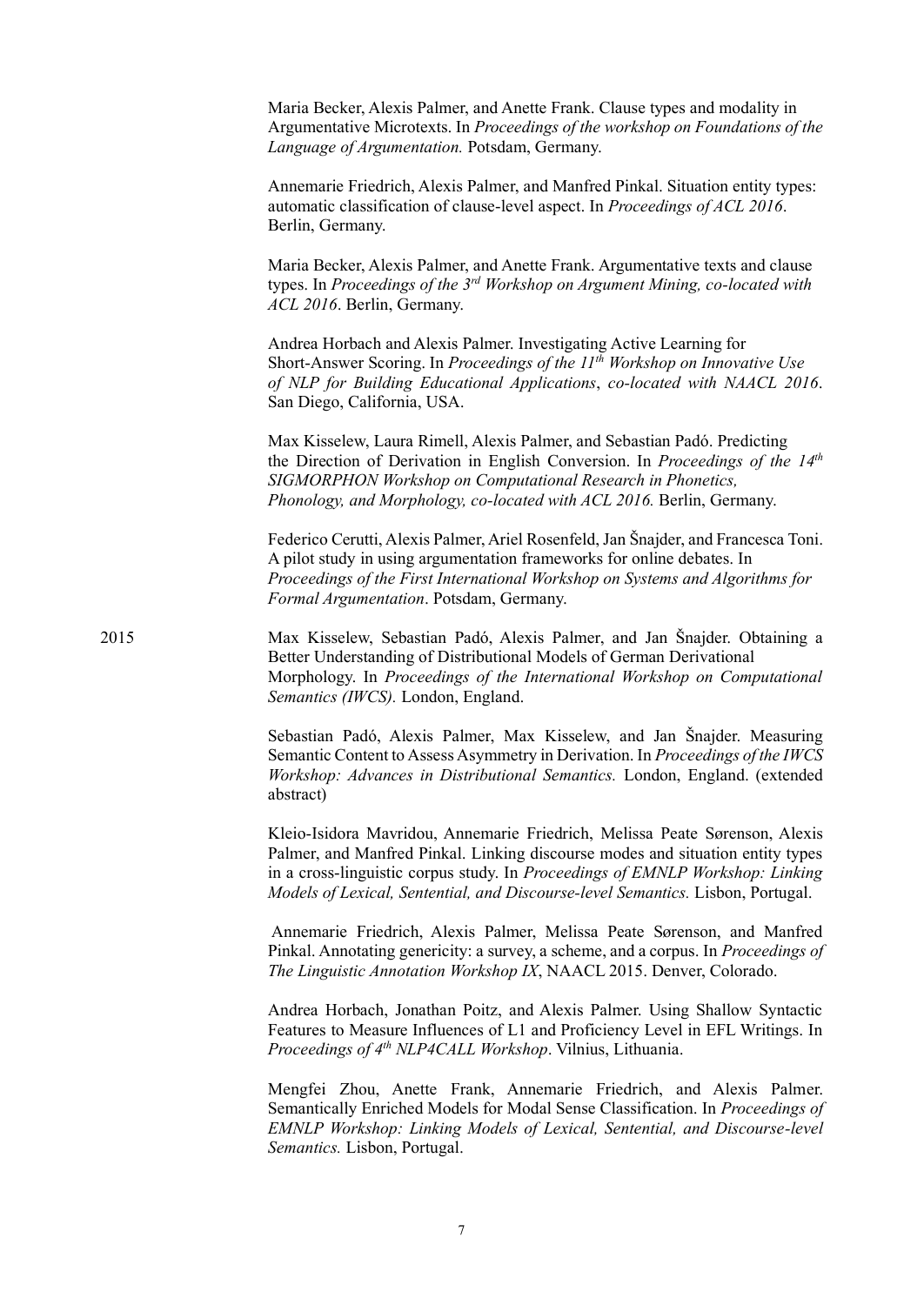Maria Becker, Alexis Palmer, and Anette Frank. Clause types and modality in Argumentative Microtexts. In *Proceedings of the workshop on Foundations of the Language of Argumentation.* Potsdam, Germany.

Annemarie Friedrich, Alexis Palmer, and Manfred Pinkal. Situation entity types: automatic classification of clause-level aspect. In *Proceedings of ACL 2016*. Berlin, Germany.

Maria Becker, Alexis Palmer, and Anette Frank. Argumentative texts and clause types. In *Proceedings of the 3rd Workshop on Argument Mining, co-located with ACL 2016*. Berlin, Germany.

Andrea Horbach and Alexis Palmer. Investigating Active Learning for Short-Answer Scoring. In *Proceedings of the 11th Workshop on Innovative Use of NLP for Building Educational Applications*, *co-located with NAACL 2016*. San Diego, California, USA.

Max Kisselew, Laura Rimell, Alexis Palmer, and Sebastian Padó. Predicting the Direction of Derivation in English Conversion. In *Proceedings of the 14th SIGMORPHON Workshop on Computational Research in Phonetics, Phonology, and Morphology, co-located with ACL 2016.* Berlin, Germany.

Federico Cerutti, Alexis Palmer, Ariel Rosenfeld, Jan Šnajder, and Francesca Toni. A pilot study in using argumentation frameworks for online debates. In *Proceedings of the First International Workshop on Systems and Algorithms for Formal Argumentation*. Potsdam, Germany.

2015

Max Kisselew, Sebastian Padó, Alexis Palmer, and Jan Šnajder. Obtaining a Better Understanding of Distributional Models of German Derivational Morphology. In *Proceedings of the International Workshop on Computational Semantics (IWCS).* London, England.

Sebastian Padó, Alexis Palmer, Max Kisselew, and Jan Šnajder. Measuring Semantic Content to Assess Asymmetry in Derivation. In *Proceedings of the IWCS Workshop: Advances in Distributional Semantics.* London, England. (extended abstract)

Kleio-Isidora Mavridou, Annemarie Friedrich, Melissa Peate Sørenson, Alexis Palmer, and Manfred Pinkal. Linking discourse modes and situation entity types in a cross-linguistic corpus study. In *Proceedings of EMNLP Workshop: Linking Models of Lexical, Sentential, and Discourse-level Semantics.* Lisbon, Portugal.

Annemarie Friedrich, Alexis Palmer, Melissa Peate Sørenson, and Manfred Pinkal. Annotating genericity: a survey, a scheme, and a corpus. In *Proceedings of The Linguistic Annotation Workshop IX*, NAACL 2015. Denver, Colorado.

Andrea Horbach, Jonathan Poitz, and Alexis Palmer. Using Shallow Syntactic Features to Measure Influences of L1 and Proficiency Level in EFL Writings. In *Proceedings of 4th NLP4CALL Workshop*. Vilnius, Lithuania.

Mengfei Zhou, Anette Frank, Annemarie Friedrich, and Alexis Palmer. Semantically Enriched Models for Modal Sense Classification. In *Proceedings of EMNLP Workshop: Linking Models of Lexical, Sentential, and Discourse-level Semantics.* Lisbon, Portugal.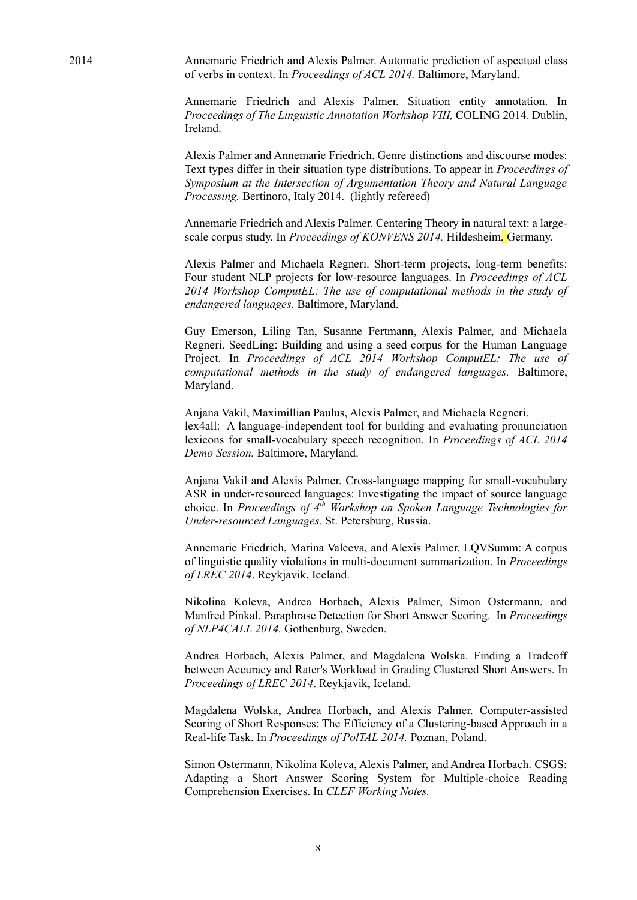2014

Annemarie Friedrich and Alexis Palmer. Automatic prediction of aspectual class of verbs in context. In *Proceedings of ACL 2014.* Baltimore, Maryland.

Annemarie Friedrich and Alexis Palmer. Situation entity annotation. In *Proceedings of The Linguistic Annotation Workshop VIII,* COLING 2014. Dublin, Ireland.

Alexis Palmer and Annemarie Friedrich. Genre distinctions and discourse modes: Text types differ in their situation type distributions. To appear in *Proceedings of Symposium at the Intersection of Argumentation Theory and Natural Language Processing.* Bertinoro, Italy 2014. (lightly refereed)

Annemarie Friedrich and Alexis Palmer. Centering Theory in natural text: a large-scale corpus study. In *Proceedings of KONVENS 2014.* Hildesheim, Germany.

Alexis Palmer and Michaela Regneri. Short-term projects, long-term benefits: Four student NLP projects for low-resource languages. In *Proceedings of ACL 2014 Workshop ComputEL: The use of computational methods in the study of endangered languages.* Baltimore, Maryland.

Guy Emerson, Liling Tan, Susanne Fertmann, Alexis Palmer, and Michaela Regneri. SeedLing: Building and using a seed corpus for the Human Language Project. In *Proceedings of ACL 2014 Workshop ComputEL: The use of computational methods in the study of endangered languages.* Baltimore, Maryland.

Anjana Vakil, Maximillian Paulus, Alexis Palmer, and Michaela Regneri. lex4all: A language-independent tool for building and evaluating pronunciation lexicons for small-vocabulary speech recognition. In *Proceedings of ACL 2014 Demo Session.* Baltimore, Maryland.

Anjana Vakil and Alexis Palmer. Cross-language mapping for small-vocabulary ASR in under-resourced languages: Investigating the impact of source language choice. In *Proceedings of 4th Workshop on Spoken Language Technologies for Under-resourced Languages.* St. Petersburg, Russia.

Annemarie Friedrich, Marina Valeeva, and Alexis Palmer. LQVSumm: A corpus of linguistic quality violations in multi-document summarization. In *Proceedings of LREC 2014*. Reykjavik, Iceland.

Nikolina Koleva, Andrea Horbach, Alexis Palmer, Simon Ostermann, and Manfred Pinkal. Paraphrase Detection for Short Answer Scoring. In *Proceedings of NLP4CALL 2014.* Gothenburg, Sweden.

Andrea Horbach, Alexis Palmer, and Magdalena Wolska. Finding a Tradeoff between Accuracy and Rater's Workload in Grading Clustered Short Answers. In *Proceedings of LREC 2014*. Reykjavik, Iceland.

Magdalena Wolska, Andrea Horbach, and Alexis Palmer. Computer-assisted Scoring of Short Responses: The Efficiency of a Clustering-based Approach in a Real-life Task. In *Proceedings of PolTAL 2014.* Poznan, Poland.

Simon Ostermann, Nikolina Koleva, Alexis Palmer, and Andrea Horbach. CSGS: Adapting a Short Answer Scoring System for Multiple-choice Reading Comprehension Exercises. In *CLEF Working Notes.*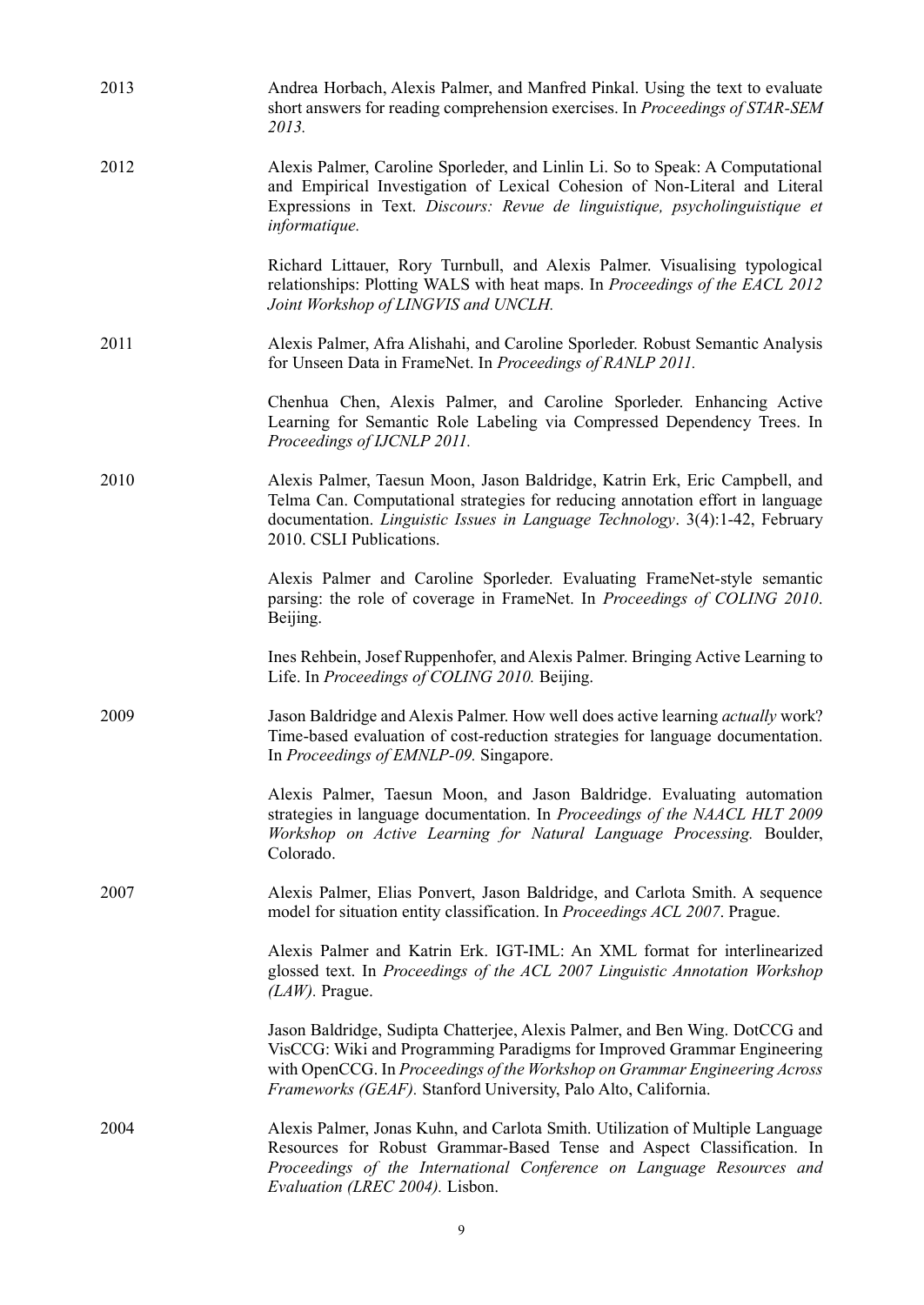2013 Andrea Horbach, Alexis Palmer, and Manfred Pinkal. Using the text to evaluate short answers for reading comprehension exercises. In *Proceedings of STAR-SEM 2013.*

2012 Alexis Palmer, Caroline Sporleder, and Linlin Li. So to Speak: A Computational and Empirical Investigation of Lexical Cohesion of Non-Literal and Literal Expressions in Text. *Discours: Revue de linguistique, psycholinguistique et informatique.*

Richard Littauer, Rory Turnbull, and Alexis Palmer. Visualising typological relationships: Plotting WALS with heat maps. In *Proceedings of the EACL 2012 Joint Workshop of LINGVIS and UNCLH.*

2011 Alexis Palmer, Afra Alishahi, and Caroline Sporleder. Robust Semantic Analysis for Unseen Data in FrameNet. In *Proceedings of RANLP 2011.*

Chenhua Chen, Alexis Palmer, and Caroline Sporleder. Enhancing Active Learning for Semantic Role Labeling via Compressed Dependency Trees. In *Proceedings of IJCNLP 2011.*

2010 Alexis Palmer, Taesun Moon, Jason Baldridge, Katrin Erk, Eric Campbell, and Telma Can. Computational strategies for reducing annotation effort in language documentation. *Linguistic Issues in Language Technology*. 3(4):1-42, February 2010. CSLI Publications.

Alexis Palmer and Caroline Sporleder. Evaluating FrameNet-style semantic parsing: the role of coverage in FrameNet. In *Proceedings of COLING 2010*. Beijing.

Ines Rehbein, Josef Ruppenhofer, and Alexis Palmer. Bringing Active Learning to Life. In *Proceedings of COLING 2010.* Beijing.

2009 Jason Baldridge and Alexis Palmer. How well does active learning *actually* work? Time-based evaluation of cost-reduction strategies for language documentation. In *Proceedings of EMNLP-09.* Singapore.

Alexis Palmer, Taesun Moon, and Jason Baldridge. Evaluating automation strategies in language documentation. In *Proceedings of the NAACL HLT 2009 Workshop on Active Learning for Natural Language Processing.* Boulder, Colorado.

2007 Alexis Palmer, Elias Ponvert, Jason Baldridge, and Carlota Smith. A sequence model for situation entity classification. In *Proceedings ACL 2007*. Prague.

Alexis Palmer and Katrin Erk. IGT-IML: An XML format for interlinearized glossed text. In *Proceedings of the ACL 2007 Linguistic Annotation Workshop (LAW).* Prague.

Jason Baldridge, Sudipta Chatterjee, Alexis Palmer, and Ben Wing. DotCCG and VisCCG: Wiki and Programming Paradigms for Improved Grammar Engineering with OpenCCG. In *Proceedings of the Workshop on Grammar Engineering Across Frameworks (GEAF).* Stanford University, Palo Alto, California.

2004 Alexis Palmer, Jonas Kuhn, and Carlota Smith. Utilization of Multiple Language Resources for Robust Grammar-Based Tense and Aspect Classification. In *Proceedings of the International Conference on Language Resources and Evaluation (LREC 2004).* Lisbon.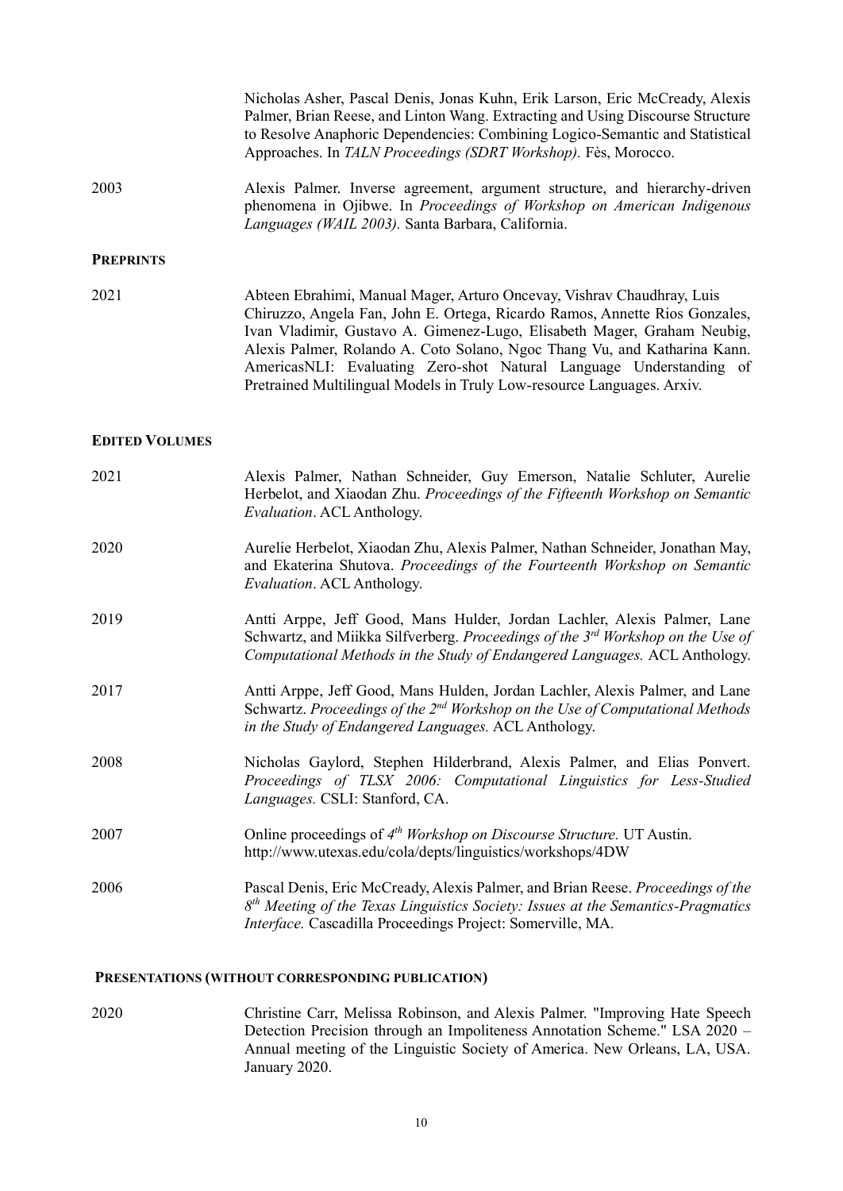Nicholas Asher, Pascal Denis, Jonas Kuhn, Erik Larson, Eric McCready, Alexis Palmer, Brian Reese, and Linton Wang. Extracting and Using Discourse Structure to Resolve Anaphoric Dependencies: Combining Logico-Semantic and Statistical Approaches. In *TALN Proceedings (SDRT Workshop).* Fès, Morocco.

2003 Alexis Palmer. Inverse agreement, argument structure, and hierarchy-driven phenomena in Ojibwe. In *Proceedings of Workshop on American Indigenous Languages (WAIL 2003).* Santa Barbara, California.

**PREPRINTS**

2021 Abteen Ebrahimi, Manual Mager, Arturo Oncevay, Vishrav Chaudhray, Luis Chiruzzo, Angela Fan, John E. Ortega, Ricardo Ramos, Annette Rios Gonzales, Ivan Vladimir, Gustavo A. Gimenez-Lugo, Elisabeth Mager, Graham Neubig, Alexis Palmer, Rolando A. Coto Solano, Ngoc Thang Vu, and Katharina Kann. AmericasNLI: Evaluating Zero-shot Natural Language Understanding of Pretrained Multilingual Models in Truly Low-resource Languages. Arxiv.

**EDITED VOLUMES**

2021 Alexis Palmer, Nathan Schneider, Guy Emerson, Natalie Schluter, Aurelie Herbelot, and Xiaodan Zhu. *Proceedings of the Fifteenth Workshop on Semantic Evaluation*. ACL Anthology.

2020 Aurelie Herbelot, Xiaodan Zhu, Alexis Palmer, Nathan Schneider, Jonathan May, and Ekaterina Shutova. *Proceedings of the Fourteenth Workshop on Semantic Evaluation*. ACL Anthology.

2019 Antti Arppe, Jeff Good, Mans Hulder, Jordan Lachler, Alexis Palmer, Lane Schwartz, and Miikka Silfverberg. *Proceedings of the 3rd Workshop on the Use of Computational Methods in the Study of Endangered Languages.* ACL Anthology.

2017 Antti Arppe, Jeff Good, Mans Hulden, Jordan Lachler, Alexis Palmer, and Lane Schwartz. *Proceedings of the 2nd Workshop on the Use of Computational Methods in the Study of Endangered Languages.* ACL Anthology.

2008 Nicholas Gaylord, Stephen Hilderbrand, Alexis Palmer, and Elias Ponvert. *Proceedings of TLSX 2006: Computational Linguistics for Less-Studied Languages.* CSLI: Stanford, CA.

2007 Online proceedings of *4th Workshop on Discourse Structure.* UT Austin. http://www.utexas.edu/cola/depts/linguistics/workshops/4DW

2006 Pascal Denis, Eric McCready, Alexis Palmer, and Brian Reese. *Proceedings of the 8th Meeting of the Texas Linguistics Society: Issues at the Semantics-Pragmatics Interface.* Cascadilla Proceedings Project: Somerville, MA.

**PRESENTATIONS (WITHOUT CORRESPONDING PUBLICATION)**

2020 Christine Carr, Melissa Robinson, and Alexis Palmer. "Improving Hate Speech Detection Precision through an Impoliteness Annotation Scheme." LSA 2020 – Annual meeting of the Linguistic Society of America. New Orleans, LA, USA. January 2020.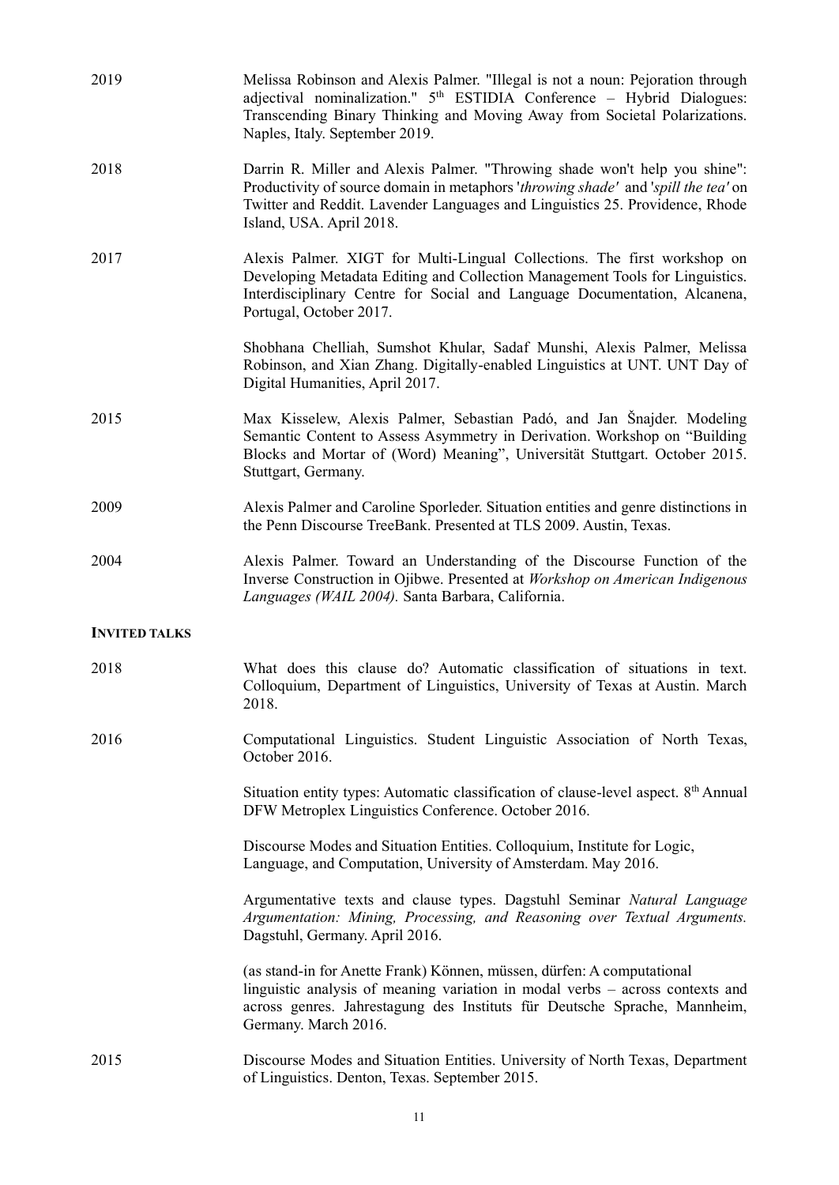2019 — Melissa Robinson and Alexis Palmer. "Illegal is not a noun: Pejoration through adjectival nominalization." 5th ESTIDIA Conference – Hybrid Dialogues: Transcending Binary Thinking and Moving Away from Societal Polarizations. Naples, Italy. September 2019.

2018 — Darrin R. Miller and Alexis Palmer. "Throwing shade won't help you shine": Productivity of source domain in metaphors '*throwing shade*' and '*spill the tea*' on Twitter and Reddit. Lavender Languages and Linguistics 25. Providence, Rhode Island, USA. April 2018.

2017 — Alexis Palmer. XIGT for Multi-Lingual Collections. The first workshop on Developing Metadata Editing and Collection Management Tools for Linguistics. Interdisciplinary Centre for Social and Language Documentation, Alcanena, Portugal, October 2017.

Shobhana Chelliah, Sumshot Khular, Sadaf Munshi, Alexis Palmer, Melissa Robinson, and Xian Zhang. Digitally-enabled Linguistics at UNT. UNT Day of Digital Humanities, April 2017.

2015 — Max Kisselew, Alexis Palmer, Sebastian Padó, and Jan Šnajder. Modeling Semantic Content to Assess Asymmetry in Derivation. Workshop on "Building Blocks and Mortar of (Word) Meaning", Universität Stuttgart. October 2015. Stuttgart, Germany.

2009 — Alexis Palmer and Caroline Sporleder. Situation entities and genre distinctions in the Penn Discourse TreeBank. Presented at TLS 2009. Austin, Texas.

2004 — Alexis Palmer. Toward an Understanding of the Discourse Function of the Inverse Construction in Ojibwe. Presented at *Workshop on American Indigenous Languages (WAIL 2004).* Santa Barbara, California.

## INVITED TALKS

2018 — What does this clause do? Automatic classification of situations in text. Colloquium, Department of Linguistics, University of Texas at Austin. March 2018.

2016 — Computational Linguistics. Student Linguistic Association of North Texas, October 2016.

Situation entity types: Automatic classification of clause-level aspect. 8th Annual DFW Metroplex Linguistics Conference. October 2016.

Discourse Modes and Situation Entities. Colloquium, Institute for Logic, Language, and Computation, University of Amsterdam. May 2016.

Argumentative texts and clause types. Dagstuhl Seminar *Natural Language Argumentation: Mining, Processing, and Reasoning over Textual Arguments.* Dagstuhl, Germany. April 2016.

(as stand-in for Anette Frank) Können, müssen, dürfen: A computational linguistic analysis of meaning variation in modal verbs – across contexts and across genres. Jahrestagung des Instituts für Deutsche Sprache, Mannheim, Germany. March 2016.

2015 — Discourse Modes and Situation Entities. University of North Texas, Department of Linguistics. Denton, Texas. September 2015.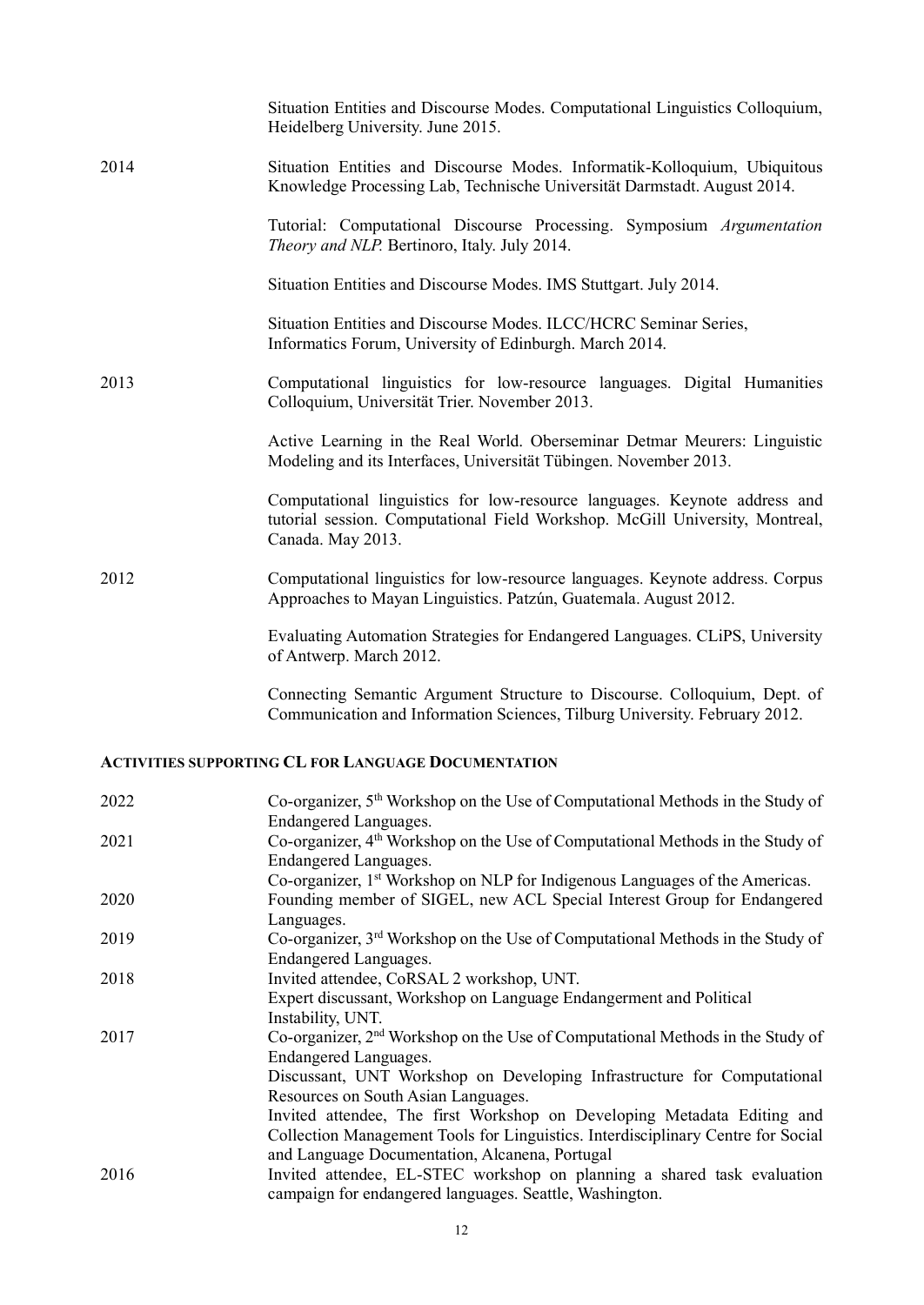Situation Entities and Discourse Modes. Computational Linguistics Colloquium, Heidelberg University. June 2015.

2014 Situation Entities and Discourse Modes. Informatik-Kolloquium, Ubiquitous Knowledge Processing Lab, Technische Universität Darmstadt. August 2014.

Tutorial: Computational Discourse Processing. Symposium *Argumentation Theory and NLP.* Bertinoro, Italy. July 2014.

Situation Entities and Discourse Modes. IMS Stuttgart. July 2014.

Situation Entities and Discourse Modes. ILCC/HCRC Seminar Series, Informatics Forum, University of Edinburgh. March 2014.

2013 Computational linguistics for low-resource languages. Digital Humanities Colloquium, Universität Trier. November 2013.

Active Learning in the Real World. Oberseminar Detmar Meurers: Linguistic Modeling and its Interfaces, Universität Tübingen. November 2013.

Computational linguistics for low-resource languages. Keynote address and tutorial session. Computational Field Workshop. McGill University, Montreal, Canada. May 2013.

2012 Computational linguistics for low-resource languages. Keynote address. Corpus Approaches to Mayan Linguistics. Patzún, Guatemala. August 2012.

Evaluating Automation Strategies for Endangered Languages. CLiPS, University of Antwerp. March 2012.

Connecting Semantic Argument Structure to Discourse. Colloquium, Dept. of Communication and Information Sciences, Tilburg University. February 2012.

## Activities supporting CL for Language Documentation

2022 Co-organizer, 5th Workshop on the Use of Computational Methods in the Study of Endangered Languages.

2021 Co-organizer, 4th Workshop on the Use of Computational Methods in the Study of Endangered Languages.
Co-organizer, 1st Workshop on NLP for Indigenous Languages of the Americas.

2020 Founding member of SIGEL, new ACL Special Interest Group for Endangered Languages.

2019 Co-organizer, 3rd Workshop on the Use of Computational Methods in the Study of Endangered Languages.

2018 Invited attendee, CoRSAL 2 workshop, UNT.
Expert discussant, Workshop on Language Endangerment and Political Instability, UNT.

2017 Co-organizer, 2nd Workshop on the Use of Computational Methods in the Study of Endangered Languages.
Discussant, UNT Workshop on Developing Infrastructure for Computational Resources on South Asian Languages.
Invited attendee, The first Workshop on Developing Metadata Editing and Collection Management Tools for Linguistics. Interdisciplinary Centre for Social and Language Documentation, Alcanena, Portugal

2016 Invited attendee, EL-STEC workshop on planning a shared task evaluation campaign for endangered languages. Seattle, Washington.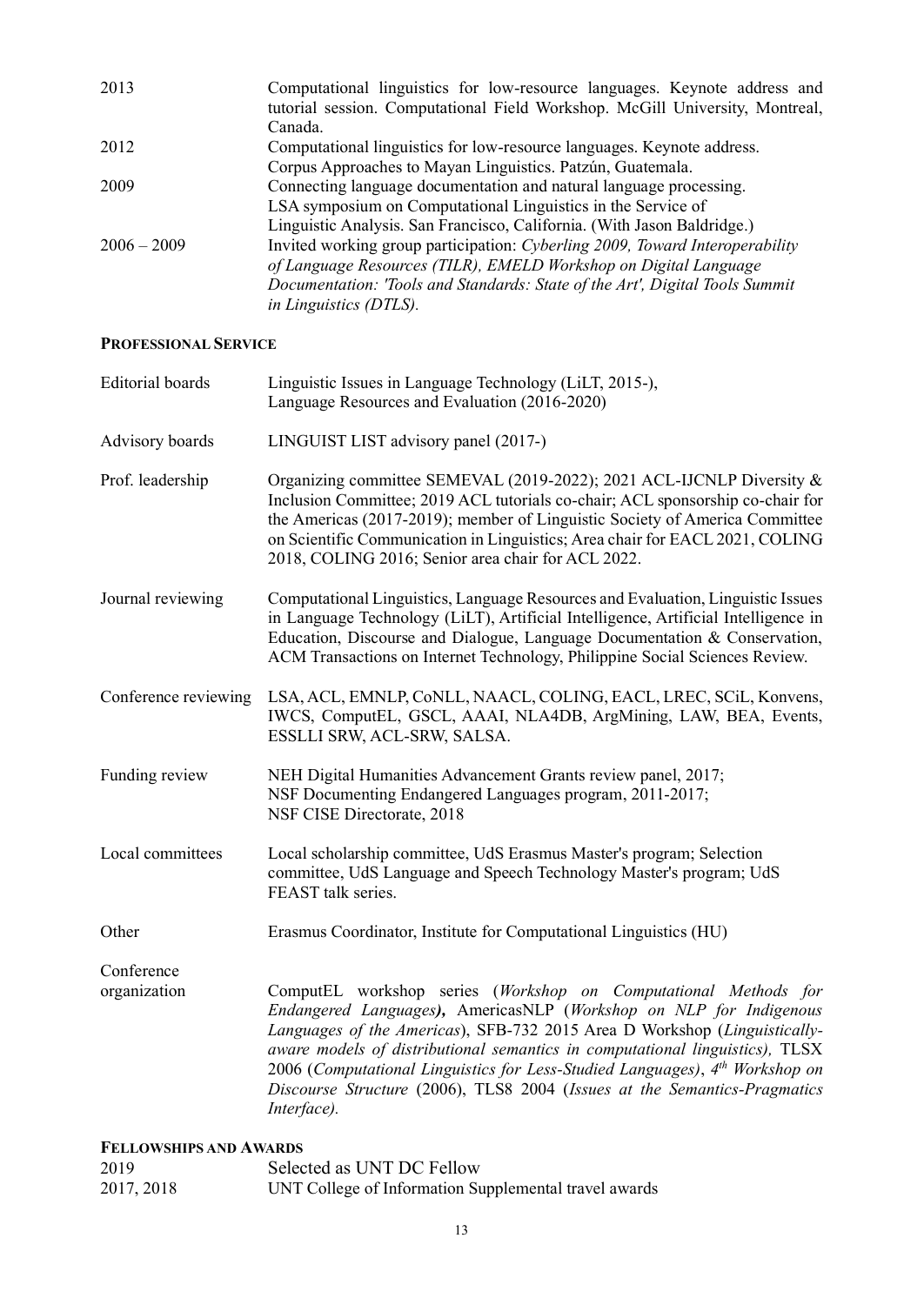| | |
|---|---|
| 2013 | Computational linguistics for low-resource languages. Keynote address and tutorial session. Computational Field Workshop. McGill University, Montreal, Canada. |
| 2012 | Computational linguistics for low-resource languages. Keynote address. Corpus Approaches to Mayan Linguistics. Patzún, Guatemala. |
| 2009 | Connecting language documentation and natural language processing. LSA symposium on Computational Linguistics in the Service of Linguistic Analysis. San Francisco, California. (With Jason Baldridge.) |
| 2006 – 2009 | Invited working group participation: *Cyberling 2009, Toward Interoperability of Language Resources (TILR), EMELD Workshop on Digital Language Documentation: 'Tools and Standards: State of the Art', Digital Tools Summit in Linguistics (DTLS).* |

## PROFESSIONAL SERVICE

| | |
|---|---|
| Editorial boards | Linguistic Issues in Language Technology (LiLT, 2015-), Language Resources and Evaluation (2016-2020) |
| Advisory boards | LINGUIST LIST advisory panel (2017-) |
| Prof. leadership | Organizing committee SEMEVAL (2019-2022); 2021 ACL-IJCNLP Diversity & Inclusion Committee; 2019 ACL tutorials co-chair; ACL sponsorship co-chair for the Americas (2017-2019); member of Linguistic Society of America Committee on Scientific Communication in Linguistics; Area chair for EACL 2021, COLING 2018, COLING 2016; Senior area chair for ACL 2022. |
| Journal reviewing | Computational Linguistics, Language Resources and Evaluation, Linguistic Issues in Language Technology (LiLT), Artificial Intelligence, Artificial Intelligence in Education, Discourse and Dialogue, Language Documentation & Conservation, ACM Transactions on Internet Technology, Philippine Social Sciences Review. |
| Conference reviewing | LSA, ACL, EMNLP, CoNLL, NAACL, COLING, EACL, LREC, SCiL, Konvens, IWCS, ComputEL, GSCL, AAAI, NLA4DB, ArgMining, LAW, BEA, Events, ESSLLI SRW, ACL-SRW, SALSA. |
| Funding review | NEH Digital Humanities Advancement Grants review panel, 2017; NSF Documenting Endangered Languages program, 2011-2017; NSF CISE Directorate, 2018 |
| Local committees | Local scholarship committee, UdS Erasmus Master's program; Selection committee, UdS Language and Speech Technology Master's program; UdS FEAST talk series. |
| Other | Erasmus Coordinator, Institute for Computational Linguistics (HU) |
| Conference organization | ComputEL workshop series (*Workshop on Computational Methods for Endangered Languages*)**,** AmericasNLP (*Workshop on NLP for Indigenous Languages of the Americas*), SFB-732 2015 Area D Workshop (*Linguistically-aware models of distributional semantics in computational linguistics),* TLSX 2006 (*Computational Linguistics for Less-Studied Languages*), *4th Workshop on Discourse Structure* (2006), TLS8 2004 (*Issues at the Semantics-Pragmatics Interface).* |

## FELLOWSHIPS AND AWARDS

| | |
|---|---|
| 2019 | Selected as UNT DC Fellow |
| 2017, 2018 | UNT College of Information Supplemental travel awards |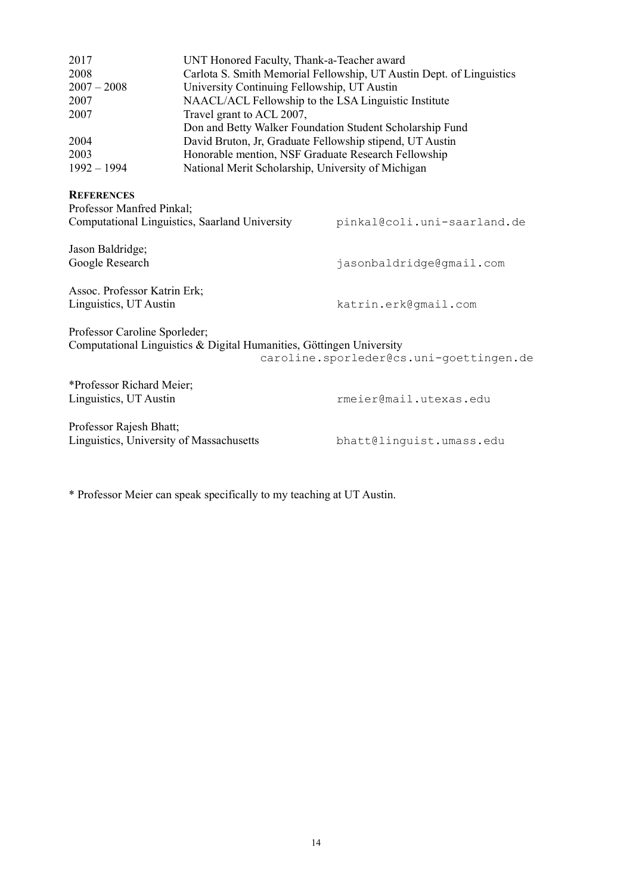| | |
|---|---|
| 2017 | UNT Honored Faculty, Thank-a-Teacher award |
| 2008 | Carlota S. Smith Memorial Fellowship, UT Austin Dept. of Linguistics |
| 2007 – 2008 | University Continuing Fellowship, UT Austin |
| 2007 | NAACL/ACL Fellowship to the LSA Linguistic Institute |
| 2007 | Travel grant to ACL 2007, Don and Betty Walker Foundation Student Scholarship Fund |
| 2004 | David Bruton, Jr, Graduate Fellowship stipend, UT Austin |
| 2003 | Honorable mention, NSF Graduate Research Fellowship |
| 1992 – 1994 | National Merit Scholarship, University of Michigan |

## References

Professor Manfred Pinkal;
Computational Linguistics, Saarland University — `pinkal@coli.uni-saarland.de`

Jason Baldridge;
Google Research — `jasonbaldridge@gmail.com`

Assoc. Professor Katrin Erk;
Linguistics, UT Austin — `katrin.erk@gmail.com`

Professor Caroline Sporleder;
Computational Linguistics & Digital Humanities, Göttingen University — `caroline.sporleder@cs.uni-goettingen.de`

*Professor Richard Meier;
Linguistics, UT Austin — `rmeier@mail.utexas.edu`

Professor Rajesh Bhatt;
Linguistics, University of Massachusetts — `bhatt@linguist.umass.edu`

* Professor Meier can speak specifically to my teaching at UT Austin.